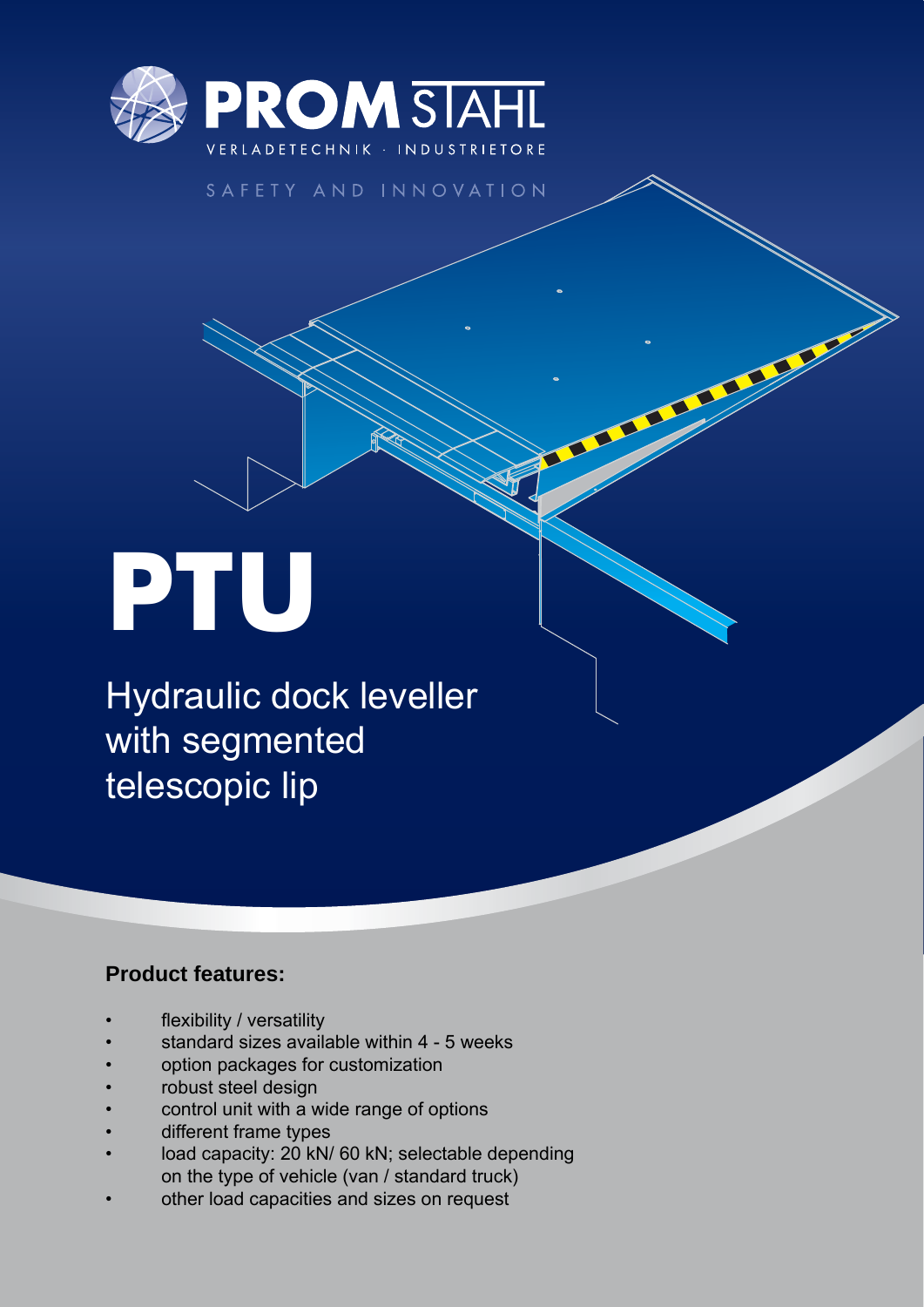PROM STAHL

VERLADETECHNIK · INDUSTRIETORE

SAFETY AND INNOVATION

# PTU

## Hydraulic dock leveller with segmented telescopic lip

### Product features:

- flexibility / versatility
- standard sizes available within 4 - 5 weeks
- option packages for customization
- robust steel design
- control unit with a wide range of options
- different frame types
- load capacity: 20 kN/ 60 kN; selectable depending on the type of vehicle (van / standard truck)
- other load capacities and sizes on request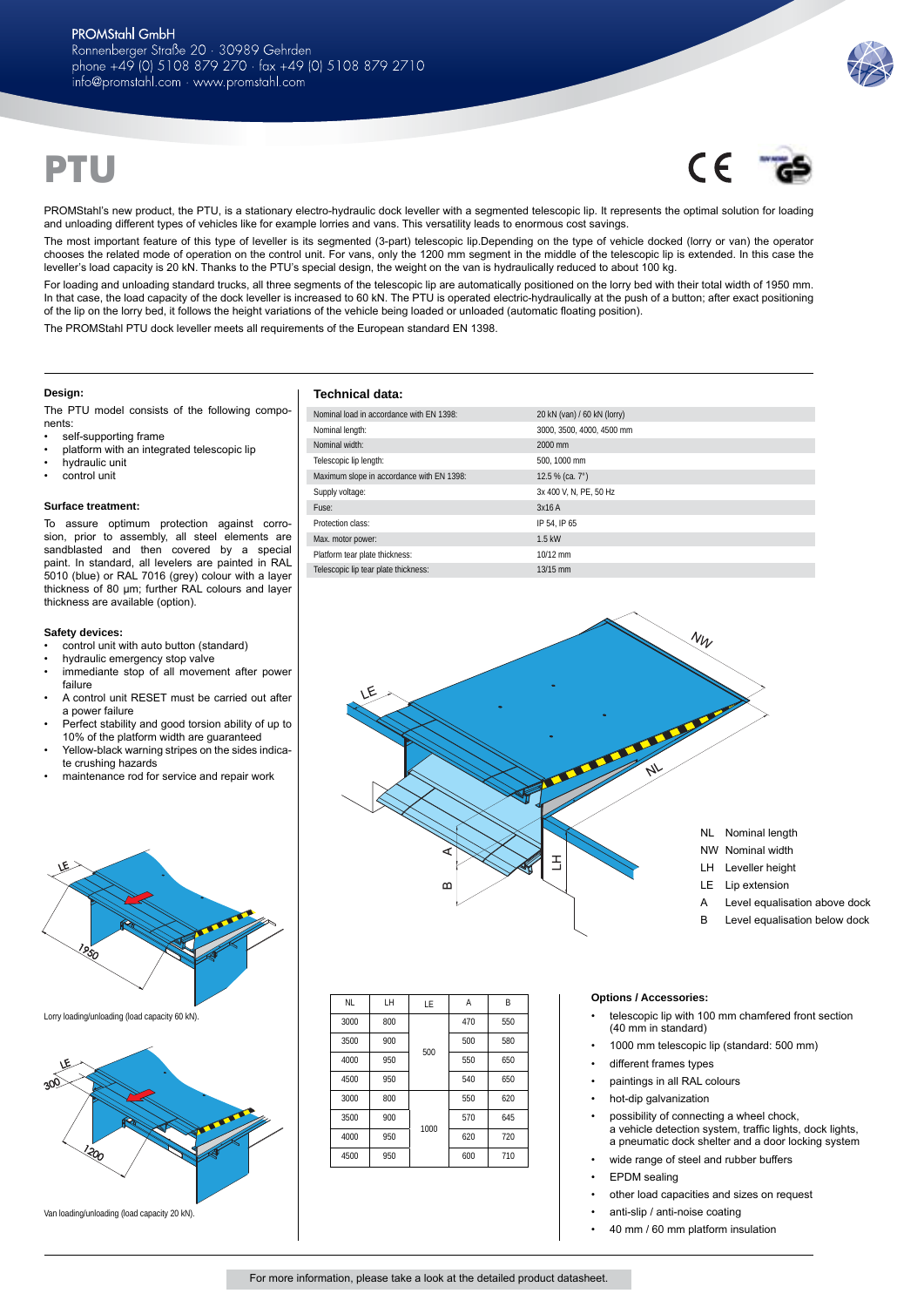PROMStahl GmbH
Ronnenberger Straße 20 · 30989 Gehrden
phone +49 (0) 5108 879 270 · fax +49 (0) 5108 879 2710
info@promstahl.com · www.promstahl.com

# PTU

PROMStahl's new product, the PTU, is a stationary electro-hydraulic dock leveller with a segmented telescopic lip. It represents the optimal solution for loading and unloading different types of vehicles like for example lorries and vans. This versatility leads to enormous cost savings.

The most important feature of this type of leveller is its segmented (3-part) telescopic lip.Depending on the type of vehicle docked (lorry or van) the operator chooses the related mode of operation on the control unit. For vans, only the 1200 mm segment in the middle of the telescopic lip is extended. In this case the leveller's load capacity is 20 kN. Thanks to the PTU's special design, the weight on the van is hydraulically reduced to about 100 kg.

For loading and unloading standard trucks, all three segments of the telescopic lip are automatically positioned on the lorry bed with their total width of 1950 mm. In that case, the load capacity of the dock leveller is increased to 60 kN. The PTU is operated electric-hydraulically at the push of a button; after exact positioning of the lip on the lorry bed, it follows the height variations of the vehicle being loaded or unloaded (automatic floating position).

The PROMStahl PTU dock leveller meets all requirements of the European standard EN 1398.

### Design:

The PTU model consists of the following components:

- self-supporting frame
- platform with an integrated telescopic lip
- hydraulic unit
- control unit

### Surface treatment:

To assure optimum protection against corrosion, prior to assembly, all steel elements are sandblasted and then covered by a special paint. In standard, all levelers are painted in RAL 5010 (blue) or RAL 7016 (grey) colour with a layer thickness of 80 µm; further RAL colours and layer thickness are available (option).

### Safety devices:

- control unit with auto button (standard)
- hydraulic emergency stop valve
- immediante stop of all movement after power failure
- A control unit RESET must be carried out after a power failure
- Perfect stability and good torsion ability of up to 10% of the platform width are guaranteed
- Yellow-black warning stripes on the sides indicate crushing hazards
- maintenance rod for service and repair work

LE
1950

Lorry loading/unloading (load capacity 60 kN).

LE
300
1200

Van loading/unloading (load capacity 20 kN).

### Technical data:

| | |
|---|---|
| Nominal load in accordance with EN 1398: | 20 kN (van) / 60 kN (lorry) |
| Nominal length: | 3000, 3500, 4000, 4500 mm |
| Nominal width: | 2000 mm |
| Telescopic lip length: | 500, 1000 mm |
| Maximum slope in accordance with EN 1398: | 12.5 % (ca. 7°) |
| Supply voltage: | 3x 400 V, N, PE, 50 Hz |
| Fuse: | 3x16 A |
| Protection class: | IP 54, IP 65 |
| Max. motor power: | 1.5 kW |
| Platform tear plate thickness: | 10/12 mm |
| Telescopic lip tear plate thickness: | 13/15 mm |

NW
LE
NL
A
B
LH

- NL Nominal length
- NW Nominal width
- LH Leveller height
- LE Lip extension
- A Level equalisation above dock
- B Level equalisation below dock

| NL | LH | LE | A | B |
|---|---|---|---|---|
| 3000 | 800 | 500 | 470 | 550 |
| 3500 | 900 | | 500 | 580 |
| 4000 | 950 | | 550 | 650 |
| 4500 | 950 | | 540 | 650 |
| 3000 | 800 | 1000 | 550 | 620 |
| 3500 | 900 | | 570 | 645 |
| 4000 | 950 | | 620 | 720 |
| 4500 | 950 | | 600 | 710 |

### Options / Accessories:

- telescopic lip with 100 mm chamfered front section (40 mm in standard)
- 1000 mm telescopic lip (standard: 500 mm)
- different frames types
- paintings in all RAL colours
- hot-dip galvanization
- possibility of connecting a wheel chock, a vehicle detection system, traffic lights, dock lights, a pneumatic dock shelter and a door locking system
- wide range of steel and rubber buffers
- EPDM sealing
- other load capacities and sizes on request
- anti-slip / anti-noise coating
- 40 mm / 60 mm platform insulation

For more information, please take a look at the detailed product datasheet.